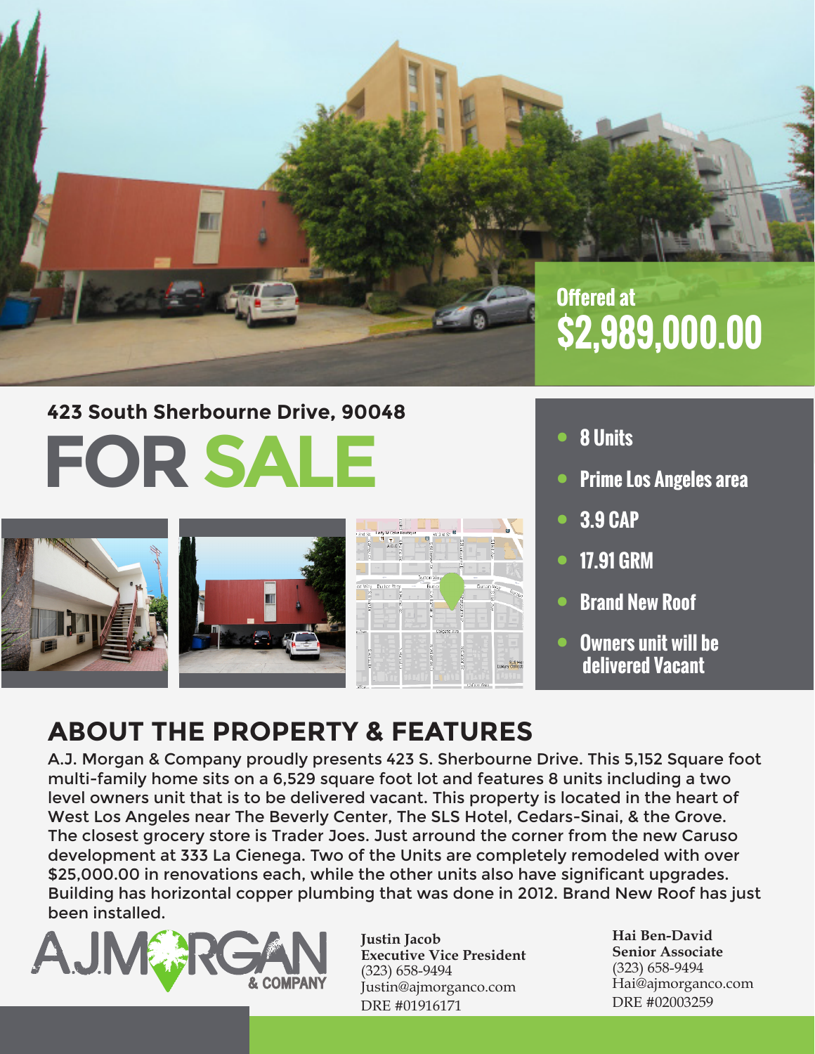Offered at
**$2,989,000.00**

## 423 South Sherbourne Drive, 90048

# FOR SALE

- **8 Units**
- **Prime Los Angeles area**
- **3.9 CAP**
- **17.91 GRM**
- **Brand New Roof**
- **Owners unit will be delivered Vacant**

## ABOUT THE PROPERTY & FEATURES

A.J. Morgan & Company proudly presents 423 S. Sherbourne Drive. This 5,152 Square foot multi-family home sits on a 6,529 square foot lot and features 8 units including a two level owners unit that is to be delivered vacant. This property is located in the heart of West Los Angeles near The Beverly Center, The SLS Hotel, Cedars-Sinai, & the Grove. The closest grocery store is Trader Joes. Just arround the corner from the new Caruso development at 333 La Cienega. Two of the Units are completely remodeled with over $25,000.00 in renovations each, while the other units also have significant upgrades. Building has horizontal copper plumbing that was done in 2012. Brand New Roof has just been installed.

AJMORGAN & COMPANY

**Justin Jacob**
**Executive Vice President**
(323) 658-9494
Justin@ajmorganco.com
DRE #01916171

**Hai Ben-David**
**Senior Associate**
(323) 658-9494
Hai@ajmorganco.com
DRE #02003259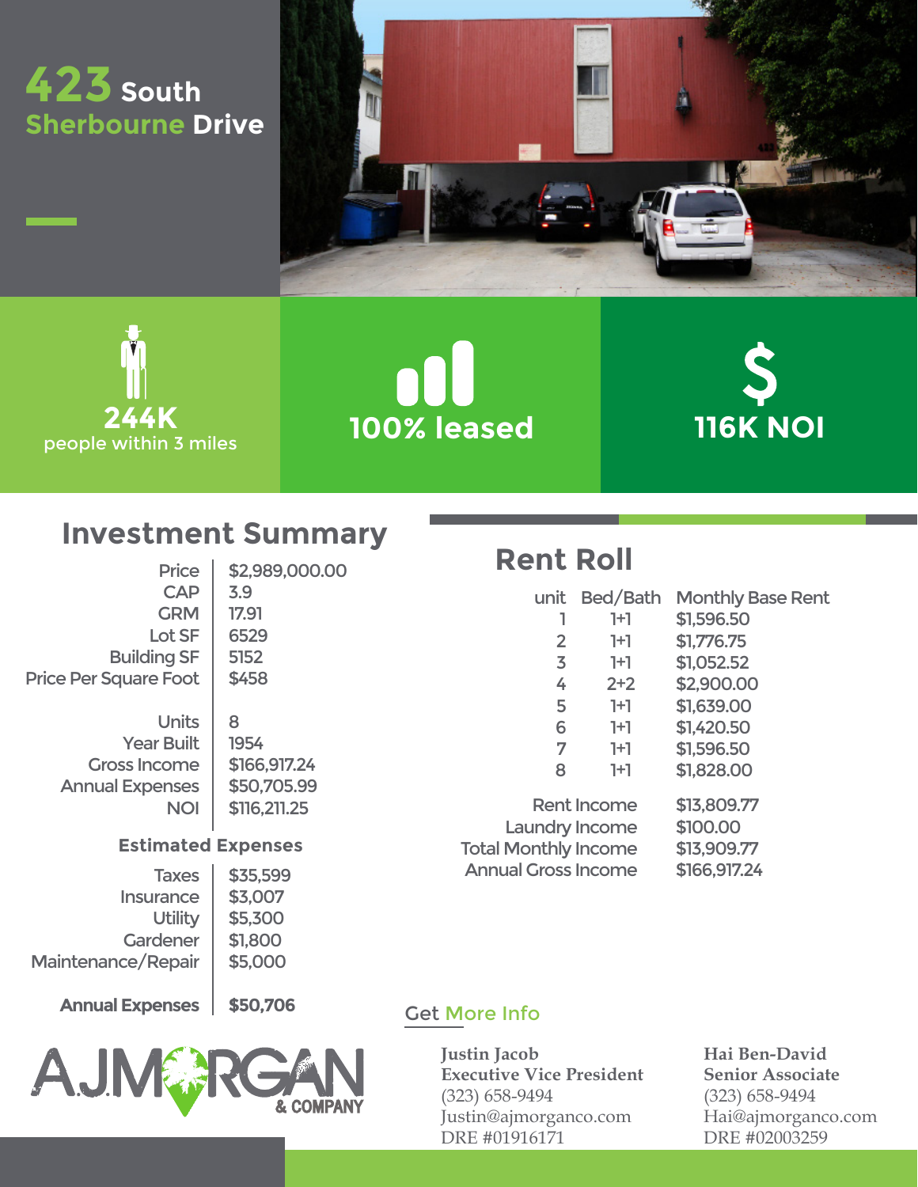# 423 South Sherbourne Drive

**244K**
people within 3 miles

**100% leased**

**116K NOI**

## Investment Summary

| | |
|---|---|
| Price | $2,989,000.00 |
| CAP | 3.9 |
| GRM | 17.91 |
| Lot SF | 6529 |
| Building SF | 5152 |
| Price Per Square Foot | $458 |
| Units | 8 |
| Year Built | 1954 |
| Gross Income | $166,917.24 |
| Annual Expenses | $50,705.99 |
| NOI | $116,211.25 |

### Estimated Expenses

| | |
|---|---|
| Taxes | $35,599 |
| Insurance | $3,007 |
| Utility | $5,300 |
| Gardener | $1,800 |
| Maintenance/Repair | $5,000 |
| **Annual Expenses** | **$50,706** |

## Rent Roll

| unit | Bed/Bath | Monthly Base Rent |
|---|---|---|
| 1 | 1+1 | $1,596.50 |
| 2 | 1+1 | $1,776.75 |
| 3 | 1+1 | $1,052.52 |
| 4 | 2+2 | $2,900.00 |
| 5 | 1+1 | $1,639.00 |
| 6 | 1+1 | $1,420.50 |
| 7 | 1+1 | $1,596.50 |
| 8 | 1+1 | $1,828.00 |

| | |
|---|---|
| Rent Income | $13,809.77 |
| Laundry Income | $100.00 |
| Total Monthly Income | $13,909.77 |
| Annual Gross Income | $166,917.24 |

## Get More Info

**Justin Jacob**
**Executive Vice President**
(323) 658-9494
Justin@ajmorganco.com
DRE #01916171

**Hai Ben-David**
**Senior Associate**
(323) 658-9494
Hai@ajmorganco.com
DRE #02003259

AJMORGAN & COMPANY